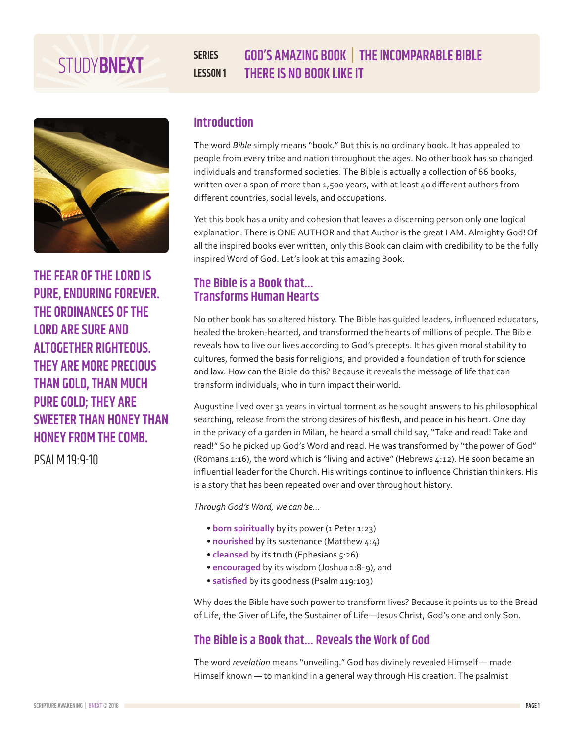# SERIES GOD'S AMAZING BOOK | THE INCOMPARABLE BIBLE

## LESSON 1 THERE IS NO BOOK LIKE IT

**THE FEAR OF THE LORD IS PURE, ENDURING FOREVER. THE ORDINANCES OF THE LORD ARE SURE AND ALTOGETHER RIGHTEOUS. THEY ARE MORE PRECIOUS THAN GOLD, THAN MUCH PURE GOLD; THEY ARE SWEETER THAN HONEY THAN HONEY FROM THE COMB.**

PSALM 19:9-10

## Introduction

The word *Bible* simply means "book." But this is no ordinary book. It has appealed to people from every tribe and nation throughout the ages. No other book has so changed individuals and transformed societies. The Bible is actually a collection of 66 books, written over a span of more than 1,500 years, with at least 40 different authors from different countries, social levels, and occupations.

Yet this book has a unity and cohesion that leaves a discerning person only one logical explanation: There is ONE AUTHOR and that Author is the great I AM. Almighty God! Of all the inspired books ever written, only this Book can claim with credibility to be the fully inspired Word of God. Let's look at this amazing Book.

## The Bible is a Book that... Transforms Human Hearts

No other book has so altered history. The Bible has guided leaders, influenced educators, healed the broken-hearted, and transformed the hearts of millions of people. The Bible reveals how to live our lives according to God's precepts. It has given moral stability to cultures, formed the basis for religions, and provided a foundation of truth for science and law. How can the Bible do this? Because it reveals the message of life that can transform individuals, who in turn impact their world.

Augustine lived over 31 years in virtual torment as he sought answers to his philosophical searching, release from the strong desires of his flesh, and peace in his heart. One day in the privacy of a garden in Milan, he heard a small child say, "Take and read! Take and read!" So he picked up God's Word and read. He was transformed by "the power of God" (Romans 1:16), the word which is "living and active" (Hebrews 4:12). He soon became an influential leader for the Church. His writings continue to influence Christian thinkers. His is a story that has been repeated over and over throughout history.

*Through God's Word, we can be...*

- **born spiritually** by its power (1 Peter 1:23)
- **nourished** by its sustenance (Matthew 4:4)
- **cleansed** by its truth (Ephesians 5:26)
- **encouraged** by its wisdom (Joshua 1:8-9), and
- **satisfied** by its goodness (Psalm 119:103)

Why does the Bible have such power to transform lives? Because it points us to the Bread of Life, the Giver of Life, the Sustainer of Life—Jesus Christ, God's one and only Son.

## The Bible is a Book that... Reveals the Work of God

The word *revelation* means "unveiling." God has divinely revealed Himself — made Himself known — to mankind in a general way through His creation. The psalmist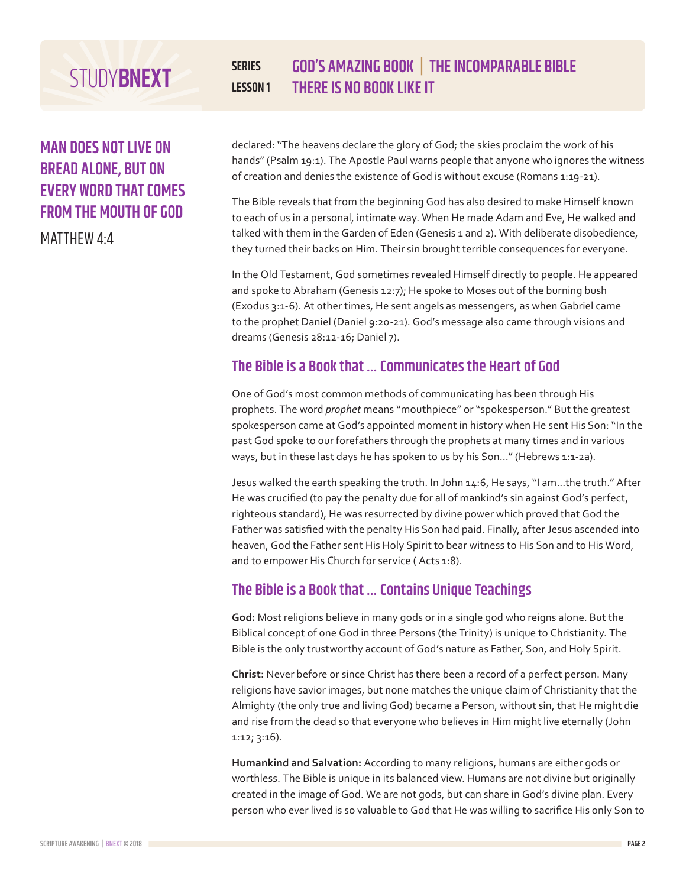**MAN DOES NOT LIVE ON BREAD ALONE, BUT ON EVERY WORD THAT COMES FROM THE MOUTH OF GOD**

MATTHEW 4:4

declared: "The heavens declare the glory of God; the skies proclaim the work of his hands" (Psalm 19:1). The Apostle Paul warns people that anyone who ignores the witness of creation and denies the existence of God is without excuse (Romans 1:19-21).

The Bible reveals that from the beginning God has also desired to make Himself known to each of us in a personal, intimate way. When He made Adam and Eve, He walked and talked with them in the Garden of Eden (Genesis 1 and 2). With deliberate disobedience, they turned their backs on Him. Their sin brought terrible consequences for everyone.

In the Old Testament, God sometimes revealed Himself directly to people. He appeared and spoke to Abraham (Genesis 12:7); He spoke to Moses out of the burning bush (Exodus 3:1-6). At other times, He sent angels as messengers, as when Gabriel came to the prophet Daniel (Daniel 9:20-21). God's message also came through visions and dreams (Genesis 28:12-16; Daniel 7).

## The Bible is a Book that ... Communicates the Heart of God

One of God's most common methods of communicating has been through His prophets. The word *prophet* means "mouthpiece" or "spokesperson." But the greatest spokesperson came at God's appointed moment in history when He sent His Son: "In the past God spoke to our forefathers through the prophets at many times and in various ways, but in these last days he has spoken to us by his Son..." (Hebrews 1:1-2a).

Jesus walked the earth speaking the truth. In John 14:6, He says, "I am...the truth." After He was crucified (to pay the penalty due for all of mankind's sin against God's perfect, righteous standard), He was resurrected by divine power which proved that God the Father was satisfied with the penalty His Son had paid. Finally, after Jesus ascended into heaven, God the Father sent His Holy Spirit to bear witness to His Son and to His Word, and to empower His Church for service ( Acts 1:8).

## The Bible is a Book that ... Contains Unique Teachings

**God:** Most religions believe in many gods or in a single god who reigns alone. But the Biblical concept of one God in three Persons (the Trinity) is unique to Christianity. The Bible is the only trustworthy account of God's nature as Father, Son, and Holy Spirit.

**Christ:** Never before or since Christ has there been a record of a perfect person. Many religions have savior images, but none matches the unique claim of Christianity that the Almighty (the only true and living God) became a Person, without sin, that He might die and rise from the dead so that everyone who believes in Him might live eternally (John 1:12; 3:16).

**Humankind and Salvation:** According to many religions, humans are either gods or worthless. The Bible is unique in its balanced view. Humans are not divine but originally created in the image of God. We are not gods, but can share in God's divine plan. Every person who ever lived is so valuable to God that He was willing to sacrifice His only Son to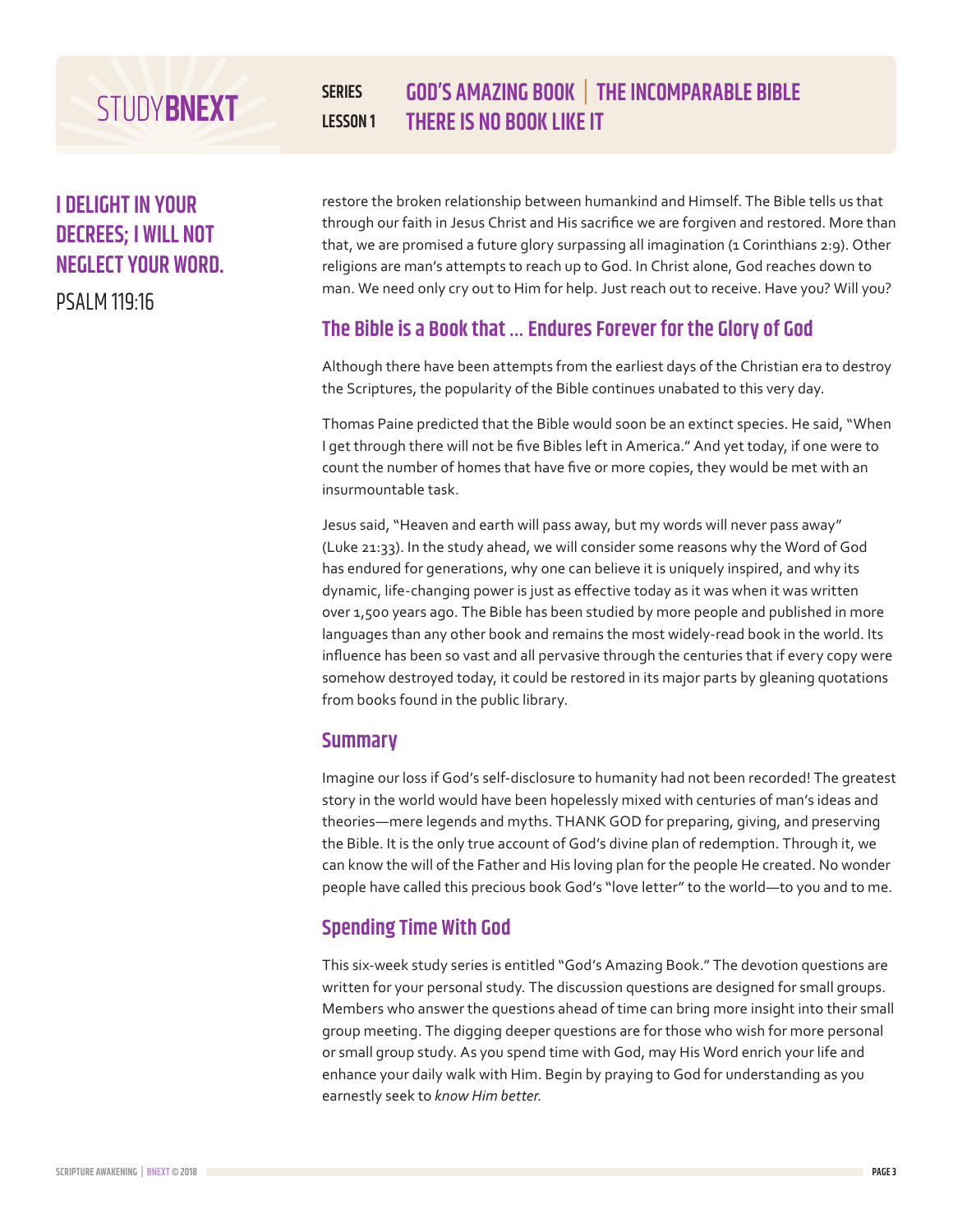**I DELIGHT IN YOUR DECREES; I WILL NOT NEGLECT YOUR WORD.**

PSALM 119:16

restore the broken relationship between humankind and Himself. The Bible tells us that through our faith in Jesus Christ and His sacrifice we are forgiven and restored. More than that, we are promised a future glory surpassing all imagination (1 Corinthians 2:9). Other religions are man's attempts to reach up to God. In Christ alone, God reaches down to man. We need only cry out to Him for help. Just reach out to receive. Have you? Will you?

## The Bible is a Book that … Endures Forever for the Glory of God

Although there have been attempts from the earliest days of the Christian era to destroy the Scriptures, the popularity of the Bible continues unabated to this very day.

Thomas Paine predicted that the Bible would soon be an extinct species. He said, "When I get through there will not be five Bibles left in America." And yet today, if one were to count the number of homes that have five or more copies, they would be met with an insurmountable task.

Jesus said, "Heaven and earth will pass away, but my words will never pass away" (Luke 21:33). In the study ahead, we will consider some reasons why the Word of God has endured for generations, why one can believe it is uniquely inspired, and why its dynamic, life-changing power is just as effective today as it was when it was written over 1,500 years ago. The Bible has been studied by more people and published in more languages than any other book and remains the most widely-read book in the world. Its influence has been so vast and all pervasive through the centuries that if every copy were somehow destroyed today, it could be restored in its major parts by gleaning quotations from books found in the public library.

## Summary

Imagine our loss if God's self-disclosure to humanity had not been recorded! The greatest story in the world would have been hopelessly mixed with centuries of man's ideas and theories—mere legends and myths. THANK GOD for preparing, giving, and preserving the Bible. It is the only true account of God's divine plan of redemption. Through it, we can know the will of the Father and His loving plan for the people He created. No wonder people have called this precious book God's "love letter" to the world—to you and to me.

## Spending Time With God

This six-week study series is entitled "God's Amazing Book." The devotion questions are written for your personal study. The discussion questions are designed for small groups. Members who answer the questions ahead of time can bring more insight into their small group meeting. The digging deeper questions are for those who wish for more personal or small group study. As you spend time with God, may His Word enrich your life and enhance your daily walk with Him. Begin by praying to God for understanding as you earnestly seek to *know Him better.*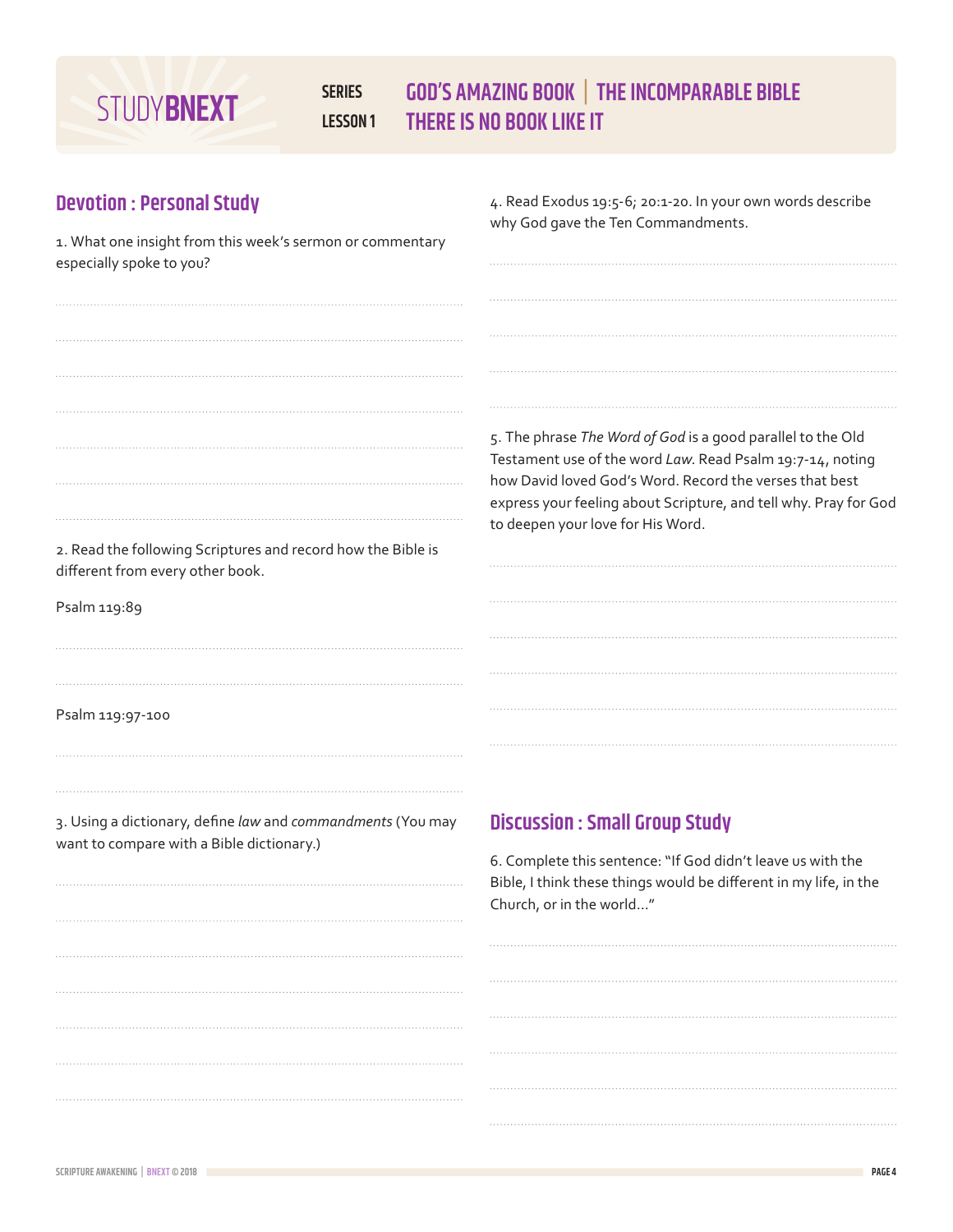# SERIES GOD'S AMAZING BOOK | THE INCOMPARABLE BIBLE
# LESSON 1 THERE IS NO BOOK LIKE IT

## Devotion : Personal Study

1. What one insight from this week's sermon or commentary especially spoke to you?

2. Read the following Scriptures and record how the Bible is different from every other book.

Psalm 119:89

Psalm 119:97-100

3. Using a dictionary, define *law* and *commandments* (You may want to compare with a Bible dictionary.)

4. Read Exodus 19:5-6; 20:1-20. In your own words describe why God gave the Ten Commandments.

5. The phrase *The Word of God* is a good parallel to the Old Testament use of the word *Law*. Read Psalm 19:7-14, noting how David loved God's Word. Record the verses that best express your feeling about Scripture, and tell why. Pray for God to deepen your love for His Word.

## Discussion : Small Group Study

6. Complete this sentence: "If God didn't leave us with the Bible, I think these things would be different in my life, in the Church, or in the world…"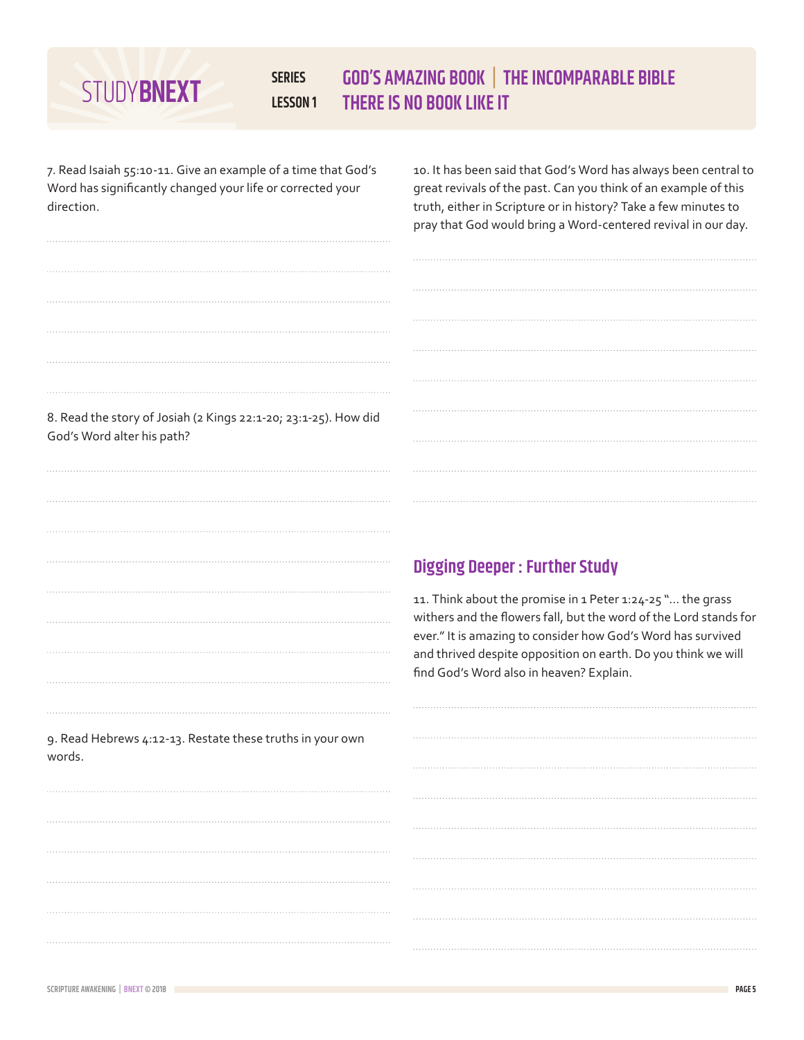7. Read Isaiah 55:10-11. Give an example of a time that God's Word has significantly changed your life or corrected your direction.

8. Read the story of Josiah (2 Kings 22:1-20; 23:1-25). How did God's Word alter his path?

9. Read Hebrews 4:12-13. Restate these truths in your own words.

10. It has been said that God's Word has always been central to great revivals of the past. Can you think of an example of this truth, either in Scripture or in history? Take a few minutes to pray that God would bring a Word-centered revival in our day.

## Digging Deeper : Further Study

11. Think about the promise in 1 Peter 1:24-25 "… the grass withers and the flowers fall, but the word of the Lord stands for ever." It is amazing to consider how God's Word has survived and thrived despite opposition on earth. Do you think we will find God's Word also in heaven? Explain.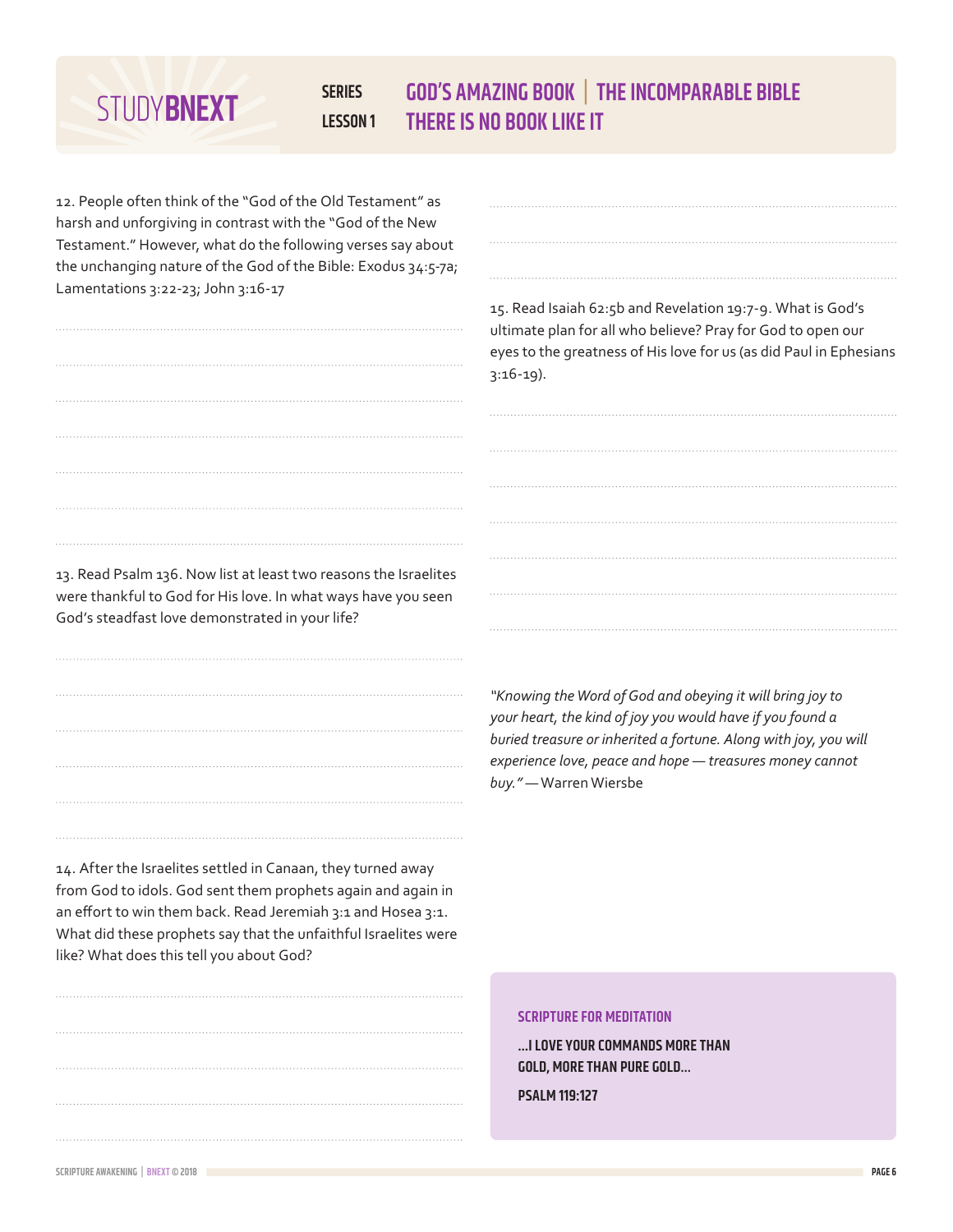12. People often think of the "God of the Old Testament" as harsh and unforgiving in contrast with the "God of the New Testament." However, what do the following verses say about the unchanging nature of the God of the Bible: Exodus 34:5-7a; Lamentations 3:22-23; John 3:16-17

13. Read Psalm 136. Now list at least two reasons the Israelites were thankful to God for His love. In what ways have you seen God's steadfast love demonstrated in your life?

14. After the Israelites settled in Canaan, they turned away from God to idols. God sent them prophets again and again in an effort to win them back. Read Jeremiah 3:1 and Hosea 3:1. What did these prophets say that the unfaithful Israelites were like? What does this tell you about God?

15. Read Isaiah 62:5b and Revelation 19:7-9. What is God's ultimate plan for all who believe? Pray for God to open our eyes to the greatness of His love for us (as did Paul in Ephesians 3:16-19).

*"Knowing the Word of God and obeying it will bring joy to your heart, the kind of joy you would have if you found a buried treasure or inherited a fortune. Along with joy, you will experience love, peace and hope — treasures money cannot buy."* — Warren Wiersbe

### SCRIPTURE FOR MEDITATION

**...I LOVE YOUR COMMANDS MORE THAN GOLD, MORE THAN PURE GOLD...**

**PSALM 119:127**